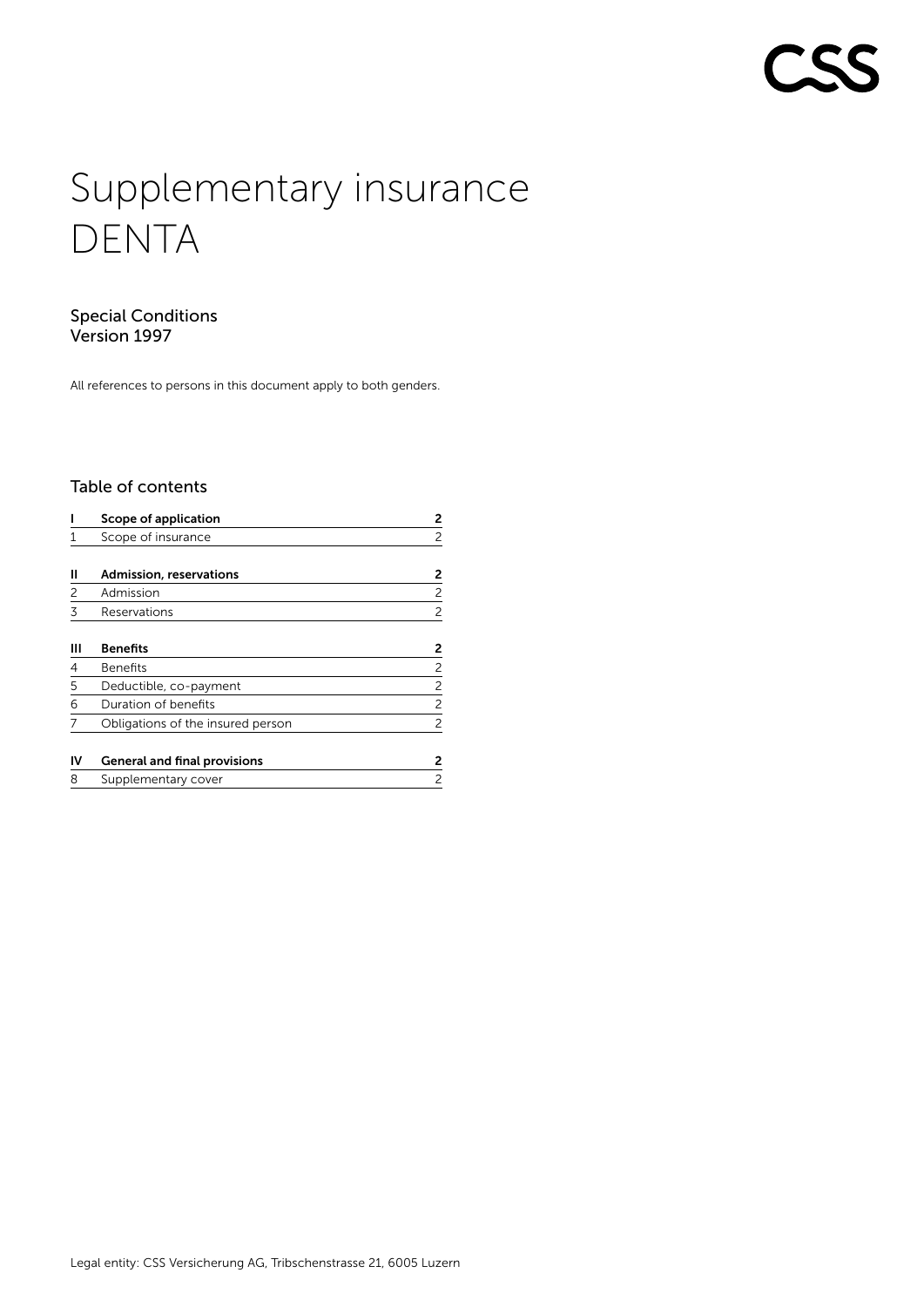# Supplementary insurance DENTA

## Special Conditions
## Version 1997

All references to persons in this document apply to both genders.

### Table of contents

| | | |
|---|---|---|
| **I** | **Scope of application** | **2** |
| 1 | Scope of insurance | 2 |
| **II** | **Admission, reservations** | **2** |
| 2 | Admission | 2 |
| 3 | Reservations | 2 |
| **III** | **Benefits** | **2** |
| 4 | Benefits | 2 |
| 5 | Deductible, co-payment | 2 |
| 6 | Duration of benefits | 2 |
| 7 | Obligations of the insured person | 2 |
| **IV** | **General and final provisions** | **2** |
| 8 | Supplementary cover | 2 |

Legal entity: CSS Versicherung AG, Tribschenstrasse 21, 6005 Luzern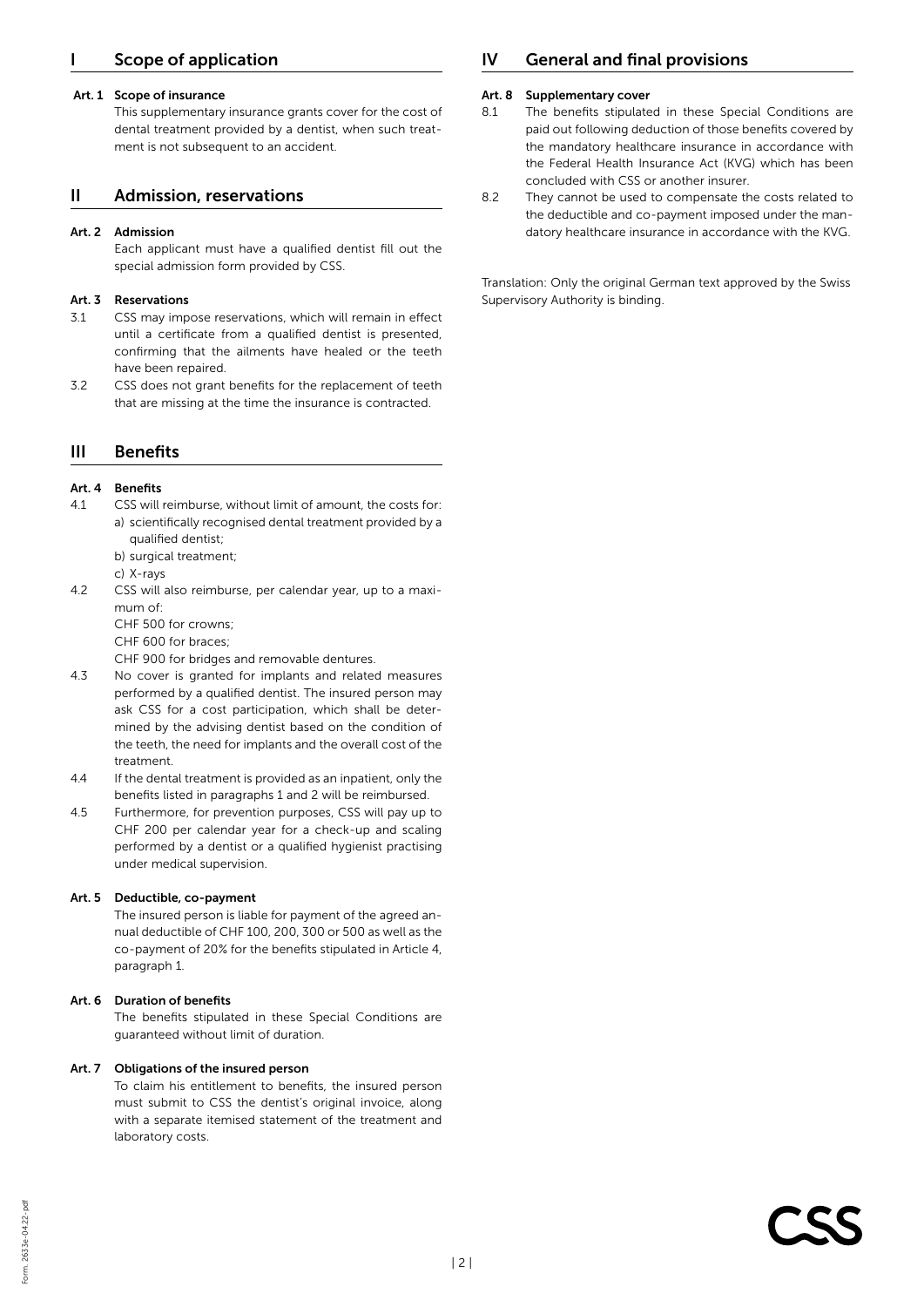## I Scope of application

**Art. 1 Scope of insurance**

This supplementary insurance grants cover for the cost of dental treatment provided by a dentist, when such treatment is not subsequent to an accident.

## II Admission, reservations

**Art. 2 Admission**

Each applicant must have a qualified dentist fill out the special admission form provided by CSS.

**Art. 3 Reservations**

3.1 CSS may impose reservations, which will remain in effect until a certificate from a qualified dentist is presented, confirming that the ailments have healed or the teeth have been repaired.

3.2 CSS does not grant benefits for the replacement of teeth that are missing at the time the insurance is contracted.

## III Benefits

**Art. 4 Benefits**

4.1 CSS will reimburse, without limit of amount, the costs for:
a) scientifically recognised dental treatment provided by a qualified dentist;
b) surgical treatment;
c) X-rays

4.2 CSS will also reimburse, per calendar year, up to a maximum of:
CHF 500 for crowns;
CHF 600 for braces;
CHF 900 for bridges and removable dentures.

4.3 No cover is granted for implants and related measures performed by a qualified dentist. The insured person may ask CSS for a cost participation, which shall be determined by the advising dentist based on the condition of the teeth, the need for implants and the overall cost of the treatment.

4.4 If the dental treatment is provided as an inpatient, only the benefits listed in paragraphs 1 and 2 will be reimbursed.

4.5 Furthermore, for prevention purposes, CSS will pay up to CHF 200 per calendar year for a check-up and scaling performed by a dentist or a qualified hygienist practising under medical supervision.

**Art. 5 Deductible, co-payment**

The insured person is liable for payment of the agreed annual deductible of CHF 100, 200, 300 or 500 as well as the co-payment of 20% for the benefits stipulated in Article 4, paragraph 1.

**Art. 6 Duration of benefits**

The benefits stipulated in these Special Conditions are guaranteed without limit of duration.

**Art. 7 Obligations of the insured person**

To claim his entitlement to benefits, the insured person must submit to CSS the dentist's original invoice, along with a separate itemised statement of the treatment and laboratory costs.

## IV General and final provisions

**Art. 8 Supplementary cover**

8.1 The benefits stipulated in these Special Conditions are paid out following deduction of those benefits covered by the mandatory healthcare insurance in accordance with the Federal Health Insurance Act (KVG) which has been concluded with CSS or another insurer.

8.2 They cannot be used to compensate the costs related to the deductible and co-payment imposed under the mandatory healthcare insurance in accordance with the KVG.

Translation: Only the original German text approved by the Swiss Supervisory Authority is binding.